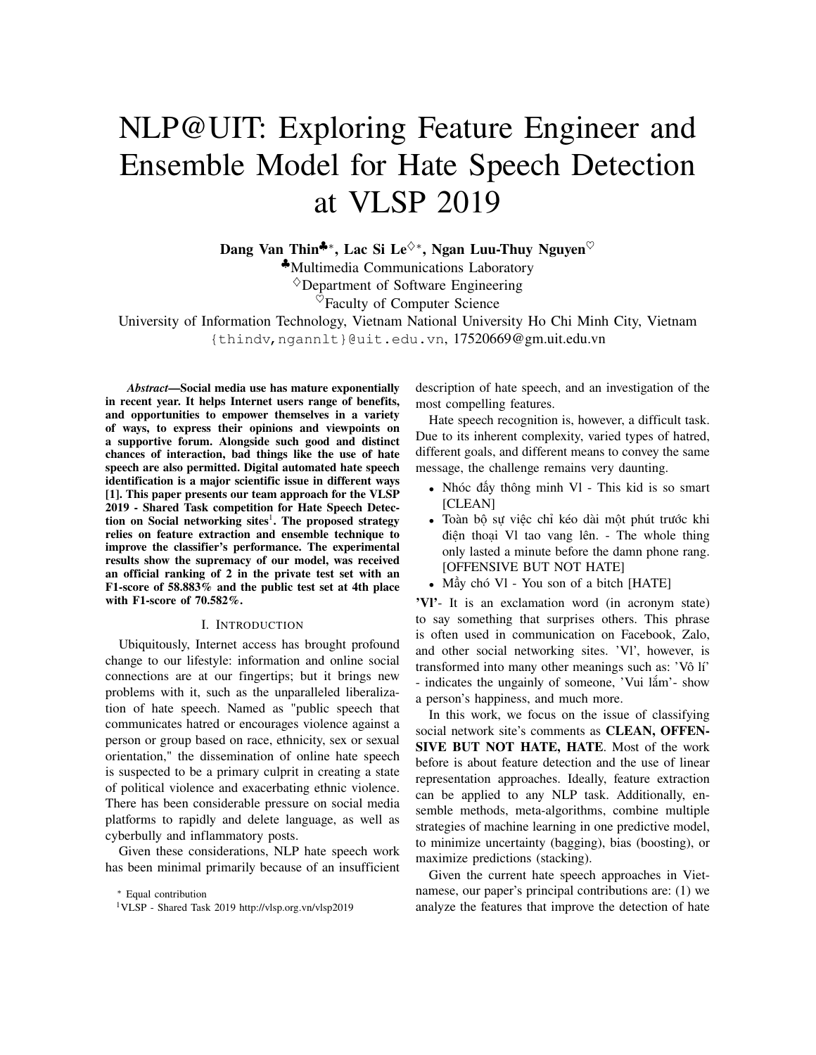# NLP@UIT: Exploring Feature Engineer and Ensemble Model for Hate Speech Detection at VLSP 2019

**Dang Van Thin♣*, Lac Si Le♢*, Ngan Luu-Thuy Nguyen♡**

♣Multimedia Communications Laboratory
♢Department of Software Engineering
♡Faculty of Computer Science
University of Information Technology, Vietnam National University Ho Chi Minh City, Vietnam
{thindv,ngannlt}@uit.edu.vn, 17520669@gm.uit.edu.vn

***Abstract*—Social media use has mature exponentially in recent year. It helps Internet users range of benefits, and opportunities to empower themselves in a variety of ways, to express their opinions and viewpoints on a supportive forum. Alongside such good and distinct chances of interaction, bad things like the use of hate speech are also permitted. Digital automated hate speech identification is a major scientific issue in different ways [1]. This paper presents our team approach for the VLSP 2019 - Shared Task competition for Hate Speech Detection on Social networking sites[1]. The proposed strategy relies on feature extraction and ensemble technique to improve the classifier's performance. The experimental results show the supremacy of our model, was received an official ranking of 2 in the private test set with an F1-score of 58.883% and the public test set at 4th place with F1-score of 70.582%.**

## I. Introduction

Ubiquitously, Internet access has brought profound change to our lifestyle: information and online social connections are at our fingertips; but it brings new problems with it, such as the unparalleled liberalization of hate speech. Named as "public speech that communicates hatred or encourages violence against a person or group based on race, ethnicity, sex or sexual orientation," the dissemination of online hate speech is suspected to be a primary culprit in creating a state of political violence and exacerbating ethnic violence. There has been considerable pressure on social media platforms to rapidly and delete language, as well as cyberbully and inflammatory posts.

Given these considerations, NLP hate speech work has been minimal primarily because of an insufficient description of hate speech, and an investigation of the most compelling features.

Hate speech recognition is, however, a difficult task. Due to its inherent complexity, varied types of hatred, different goals, and different means to convey the same message, the challenge remains very daunting.

- Nhóc đấy thông minh Vl - This kid is so smart [CLEAN]
- Toàn bộ sự việc chỉ kéo dài một phút trước khi điện thoại Vl tao vang lên. - The whole thing only lasted a minute before the damn phone rang. [OFFENSIVE BUT NOT HATE]
- Mầy chó Vl - You son of a bitch [HATE]

**'Vl'**- It is an exclamation word (in acronym state) to say something that surprises others. This phrase is often used in communication on Facebook, Zalo, and other social networking sites. 'Vl', however, is transformed into many other meanings such as: 'Vô lí' - indicates the ungainly of someone, 'Vui lắm'- show a person's happiness, and much more.

In this work, we focus on the issue of classifying social network site's comments as **CLEAN, OFFENSIVE BUT NOT HATE, HATE**. Most of the work before is about feature detection and the use of linear representation approaches. Ideally, feature extraction can be applied to any NLP task. Additionally, ensemble methods, meta-algorithms, combine multiple strategies of machine learning in one predictive model, to minimize uncertainty (bagging), bias (boosting), or maximize predictions (stacking).

Given the current hate speech approaches in Vietnamese, our paper's principal contributions are: (1) we analyze the features that improve the detection of hate

* Equal contribution

[1]VLSP - Shared Task 2019 http://vlsp.org.vn/vlsp2019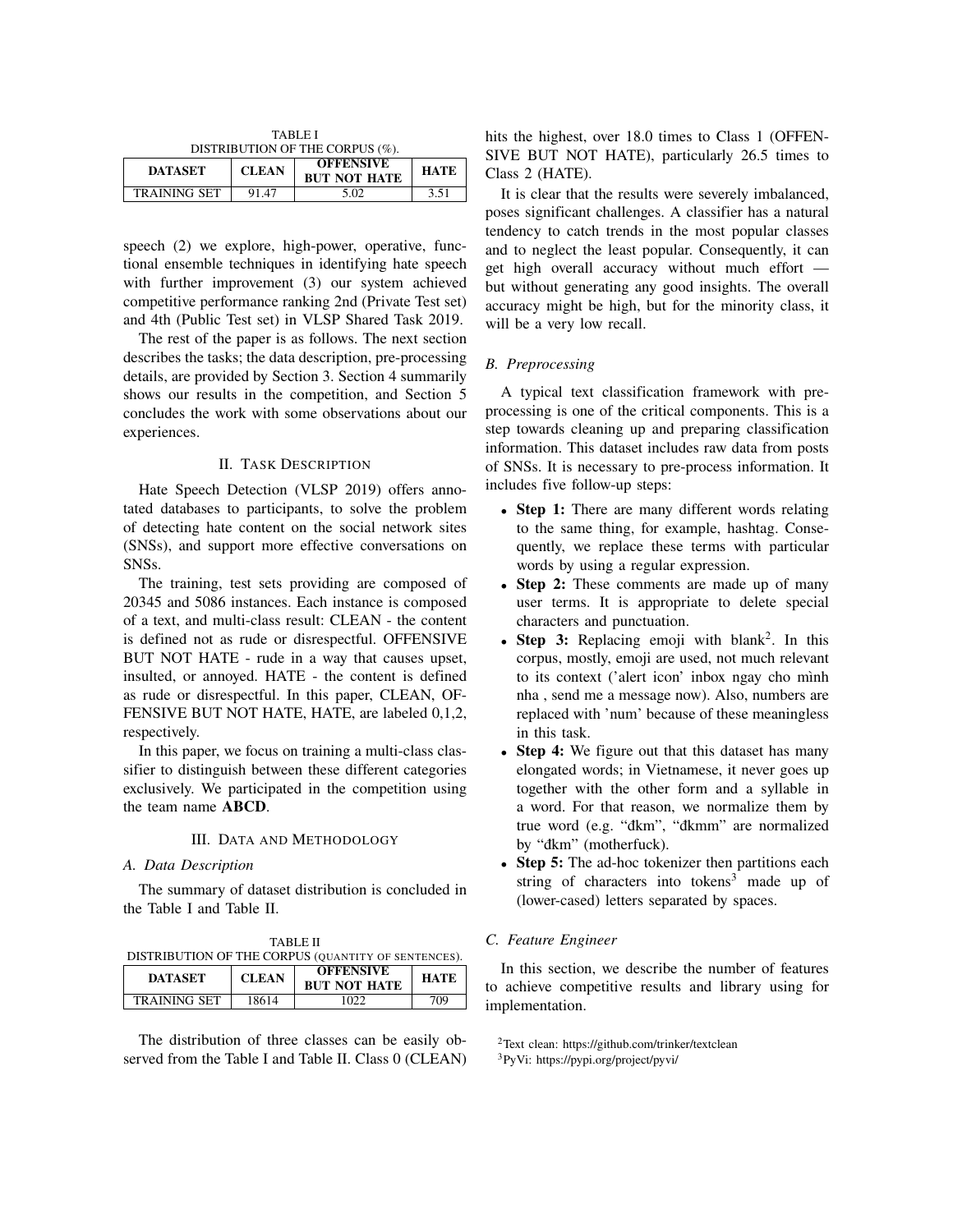TABLE I
DISTRIBUTION OF THE CORPUS (%).

| DATASET | CLEAN | OFFENSIVE BUT NOT HATE | HATE |
|---|---|---|---|
| TRAINING SET | 91.47 | 5.02 | 3.51 |

speech (2) we explore, high-power, operative, functional ensemble techniques in identifying hate speech with further improvement (3) our system achieved competitive performance ranking 2nd (Private Test set) and 4th (Public Test set) in VLSP Shared Task 2019.

The rest of the paper is as follows. The next section describes the tasks; the data description, pre-processing details, are provided by Section 3. Section 4 summarily shows our results in the competition, and Section 5 concludes the work with some observations about our experiences.

## II. Task Description

Hate Speech Detection (VLSP 2019) offers annotated databases to participants, to solve the problem of detecting hate content on the social network sites (SNSs), and support more effective conversations on SNSs.

The training, test sets providing are composed of 20345 and 5086 instances. Each instance is composed of a text, and multi-class result: CLEAN - the content is defined not as rude or disrespectful. OFFENSIVE BUT NOT HATE - rude in a way that causes upset, insulted, or annoyed. HATE - the content is defined as rude or disrespectful. In this paper, CLEAN, OFFENSIVE BUT NOT HATE, HATE, are labeled 0,1,2, respectively.

In this paper, we focus on training a multi-class classifier to distinguish between these different categories exclusively. We participated in the competition using the team name **ABCD**.

## III. Data and Methodology

### A. Data Description

The summary of dataset distribution is concluded in the Table I and Table II.

TABLE II
DISTRIBUTION OF THE CORPUS (QUANTITY OF SENTENCES).

| DATASET | CLEAN | OFFENSIVE BUT NOT HATE | HATE |
|---|---|---|---|
| TRAINING SET | 18614 | 1022 | 709 |

The distribution of three classes can be easily observed from the Table I and Table II. Class 0 (CLEAN) hits the highest, over 18.0 times to Class 1 (OFFENSIVE BUT NOT HATE), particularly 26.5 times to Class 2 (HATE).

It is clear that the results were severely imbalanced, poses significant challenges. A classifier has a natural tendency to catch trends in the most popular classes and to neglect the least popular. Consequently, it can get high overall accuracy without much effort — but without generating any good insights. The overall accuracy might be high, but for the minority class, it will be a very low recall.

### B. Preprocessing

A typical text classification framework with preprocessing is one of the critical components. This is a step towards cleaning up and preparing classification information. This dataset includes raw data from posts of SNSs. It is necessary to pre-process information. It includes five follow-up steps:

- **Step 1:** There are many different words relating to the same thing, for example, hashtag. Consequently, we replace these terms with particular words by using a regular expression.
- **Step 2:** These comments are made up of many user terms. It is appropriate to delete special characters and punctuation.
- **Step 3:** Replacing emoji with blank[2]. In this corpus, mostly, emoji are used, not much relevant to its context ('alert icon' inbox ngay cho mình nha , send me a message now). Also, numbers are replaced with 'num' because of these meaningless in this task.
- **Step 4:** We figure out that this dataset has many elongated words; in Vietnamese, it never goes up together with the other form and a syllable in a word. For that reason, we normalize them by true word (e.g. "đkm", "đkmm" are normalized by "đkm" (motherfuck).
- **Step 5:** The ad-hoc tokenizer then partitions each string of characters into tokens[3] made up of (lower-cased) letters separated by spaces.

### C. Feature Engineer

In this section, we describe the number of features to achieve competitive results and library using for implementation.

[2] Text clean: https://github.com/trinker/textclean

[3] PyVi: https://pypi.org/project/pyvi/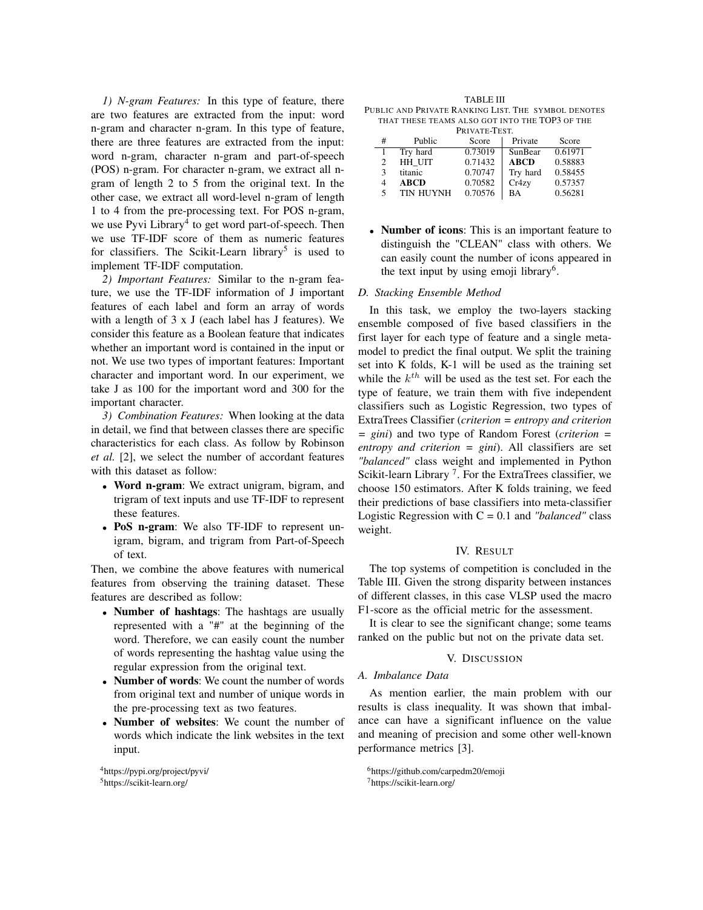*1) N-gram Features:* In this type of feature, there are two features are extracted from the input: word n-gram and character n-gram. In this type of feature, there are three features are extracted from the input: word n-gram, character n-gram and part-of-speech (POS) n-gram. For character n-gram, we extract all n-gram of length 2 to 5 from the original text. In the other case, we extract all word-level n-gram of length 1 to 4 from the pre-processing text. For POS n-gram, we use Pyvi Library[4] to get word part-of-speech. Then we use TF-IDF score of them as numeric features for classifiers. The Scikit-Learn library[5] is used to implement TF-IDF computation.

*2) Important Features:* Similar to the n-gram feature, we use the TF-IDF information of J important features of each label and form an array of words with a length of 3 x J (each label has J features). We consider this feature as a Boolean feature that indicates whether an important word is contained in the input or not. We use two types of important features: Important character and important word. In our experiment, we take J as 100 for the important word and 300 for the important character.

*3) Combination Features:* When looking at the data in detail, we find that between classes there are specific characteristics for each class. As follow by Robinson *et al.* [2], we select the number of accordant features with this dataset as follow:

- **Word n-gram**: We extract unigram, bigram, and trigram of text inputs and use TF-IDF to represent these features.
- **PoS n-gram**: We also TF-IDF to represent unigram, bigram, and trigram from Part-of-Speech of text.

Then, we combine the above features with numerical features from observing the training dataset. These features are described as follow:

- **Number of hashtags**: The hashtags are usually represented with a "#" at the beginning of the word. Therefore, we can easily count the number of words representing the hashtag value using the regular expression from the original text.
- **Number of words**: We count the number of words from original text and number of unique words in the pre-processing text as two features.
- **Number of websites**: We count the number of words which indicate the link websites in the text input.

[4]https://pypi.org/project/pyvi/

[5]https://scikit-learn.org/

TABLE III
PUBLIC AND PRIVATE RANKING LIST. THE SYMBOL DENOTES THAT THESE TEAMS ALSO GOT INTO THE TOP3 OF THE PRIVATE-TEST.

| # | Public | Score | Private | Score |
|---|---|---|---|---|
| 1 | Try hard | 0.73019 | SunBear | 0.61971 |
| 2 | HH_UIT | 0.71432 | **ABCD** | 0.58883 |
| 3 | titanic | 0.70747 | Try hard | 0.58455 |
| 4 | **ABCD** | 0.70582 | Cr4zy | 0.57357 |
| 5 | TIN HUYNH | 0.70576 | BA | 0.56281 |

- **Number of icons**: This is an important feature to distinguish the "CLEAN" class with others. We can easily count the number of icons appeared in the text input by using emoji library[6].

### D. Stacking Ensemble Method

In this task, we employ the two-layers stacking ensemble composed of five based classifiers in the first layer for each type of feature and a single meta-model to predict the final output. We split the training set into K folds, K-1 will be used as the training set while the $k^{th}$ will be used as the test set. For each the type of feature, we train them with five independent classifiers such as Logistic Regression, two types of ExtraTrees Classifier (*criterion = entropy and criterion = gini*) and two type of Random Forest (*criterion = entropy and criterion = gini*). All classifiers are set *"balanced"* class weight and implemented in Python Scikit-learn Library [7]. For the ExtraTrees classifier, we choose 150 estimators. After K folds training, we feed their predictions of base classifiers into meta-classifier Logistic Regression with C = 0.1 and *"balanced"* class weight.

## IV. RESULT

The top systems of competition is concluded in the Table III. Given the strong disparity between instances of different classes, in this case VLSP used the macro F1-score as the official metric for the assessment.

It is clear to see the significant change; some teams ranked on the public but not on the private data set.

## V. DISCUSSION

### A. Imbalance Data

As mention earlier, the main problem with our results is class inequality. It was shown that imbalance can have a significant influence on the value and meaning of precision and some other well-known performance metrics [3].

[6]https://github.com/carpedm20/emoji

[7]https://scikit-learn.org/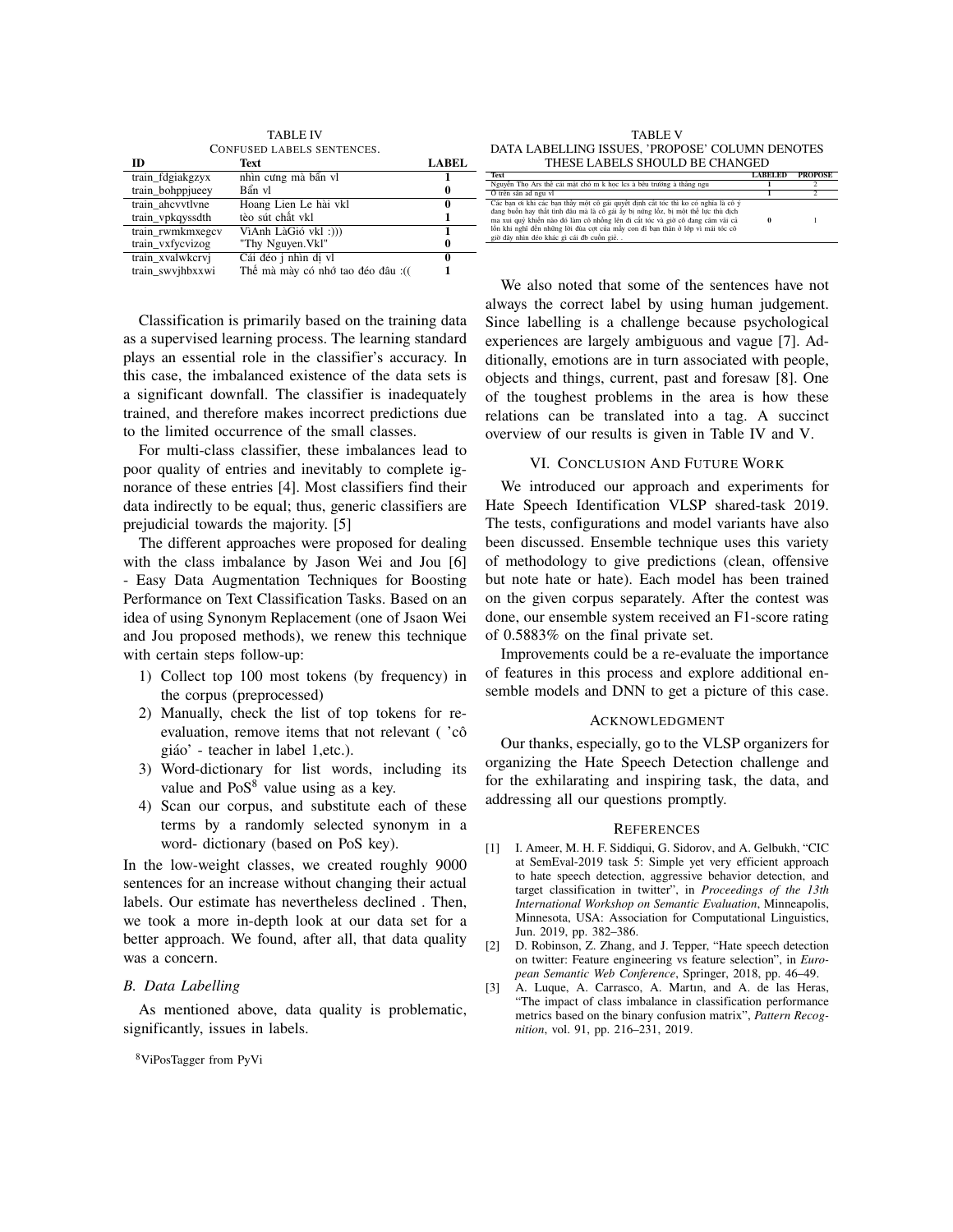TABLE IV
CONFUSED LABELS SENTENCES.

| ID | Text | LABEL |
|---|---|---|
| train_fdgiakgzyx | nhìn cứng mà bấn vl | 1 |
| train_bohppjueey | Bấn vl | 0 |
| train_ahcvvtlvne | Hoang Lien Le hài vkl | 0 |
| train_vpkqyssdth | tèo sút chất vkl | 1 |
| train_rwmkmxegcv | ViAnh LàGió vkl :))) | 1 |
| train_vxfycvizog | "Thy Nguyen.Vkl" | 0 |
| train_xvalwkcrvj | Cái đéo j nhìn dị vl | 0 |
| train_swvjhbxxwi | Thế mà mày có nhớ tao đéo đâu :(( | 1 |

Classification is primarily based on the training data as a supervised learning process. The learning standard plays an essential role in the classifier's accuracy. In this case, the imbalanced existence of the data sets is a significant downfall. The classifier is inadequately trained, and therefore makes incorrect predictions due to the limited occurrence of the small classes.

For multi-class classifier, these imbalances lead to poor quality of entries and inevitably to complete ignorance of these entries [4]. Most classifiers find their data indirectly to be equal; thus, generic classifiers are prejudicial towards the majority. [5]

The different approaches were proposed for dealing with the class imbalance by Jason Wei and Jou [6] - Easy Data Augmentation Techniques for Boosting Performance on Text Classification Tasks. Based on an idea of using Synonym Replacement (one of Jsaon Wei and Jou proposed methods), we renew this technique with certain steps follow-up:

1) Collect top 100 most tokens (by frequency) in the corpus (preprocessed)
2) Manually, check the list of top tokens for re-evaluation, remove items that not relevant ( 'cô giáo' - teacher in label 1,etc.).
3) Word-dictionary for list words, including its value and PoS[8] value using as a key.
4) Scan our corpus, and substitute each of these terms by a randomly selected synonym in a word- dictionary (based on PoS key).

In the low-weight classes, we created roughly 9000 sentences for an increase without changing their actual labels. Our estimate has nevertheless declined . Then, we took a more in-depth look at our data set for a better approach. We found, after all, that data quality was a concern.

### B. Data Labelling

As mentioned above, data quality is problematic, significantly, issues in labels.

[8] ViPosTagger from PyVi

TABLE V
DATA LABELLING ISSUES, 'PROPOSE' COLUMN DENOTES THESE LABELS SHOULD BE CHANGED

| Text | LABELED | PROPOSE |
|---|---|---|
| Nguyễn Thơ Ars thế cái mặt chó m k học lcs à bêu trường à thằng ngu | 1 | 2 |
| Ở trên sàn ad ngu vl | 1 | 2 |
| Các bạn ơi khi các bạn thấy một cô gái quyết định cắt tóc thì ko có nghĩa là cô ý đang buồn hay thất tình đâu mà là cô gái ấy bị nứng lổz, bị một thế lực thù dịch ma xui quỷ khiến nào đó làm cô nhồng lên đi cắt tóc và giờ cô đang cảm vãi cả lồn khi nghĩ đến những lời đùa cợt của mấy con đĩ bạn thân ở lớp vì mái tóc cô giờ đây nhìn đéo khác gì cái đb cuồn gié. . | 0 | 1 |

We also noted that some of the sentences have not always the correct label by using human judgement. Since labelling is a challenge because psychological experiences are largely ambiguous and vague [7]. Additionally, emotions are in turn associated with people, objects and things, current, past and foresaw [8]. One of the toughest problems in the area is how these relations can be translated into a tag. A succinct overview of our results is given in Table IV and V.

## VI. Conclusion And Future Work

We introduced our approach and experiments for Hate Speech Identification VLSP shared-task 2019. The tests, configurations and model variants have also been discussed. Ensemble technique uses this variety of methodology to give predictions (clean, offensive but note hate or hate). Each model has been trained on the given corpus separately. After the contest was done, our ensemble system received an F1-score rating of 0.5883% on the final private set.

Improvements could be a re-evaluate the importance of features in this process and explore additional ensemble models and DNN to get a picture of this case.

## Acknowledgment

Our thanks, especially, go to the VLSP organizers for organizing the Hate Speech Detection challenge and for the exhilarating and inspiring task, the data, and addressing all our questions promptly.

## References

[1] I. Ameer, M. H. F. Siddiqui, G. Sidorov, and A. Gelbukh, "CIC at SemEval-2019 task 5: Simple yet very efficient approach to hate speech detection, aggressive behavior detection, and target classification in twitter", in *Proceedings of the 13th International Workshop on Semantic Evaluation*, Minneapolis, Minnesota, USA: Association for Computational Linguistics, Jun. 2019, pp. 382–386.

[2] D. Robinson, Z. Zhang, and J. Tepper, "Hate speech detection on twitter: Feature engineering vs feature selection", in *European Semantic Web Conference*, Springer, 2018, pp. 46–49.

[3] A. Luque, A. Carrasco, A. Martın, and A. de las Heras, "The impact of class imbalance in classification performance metrics based on the binary confusion matrix", *Pattern Recognition*, vol. 91, pp. 216–231, 2019.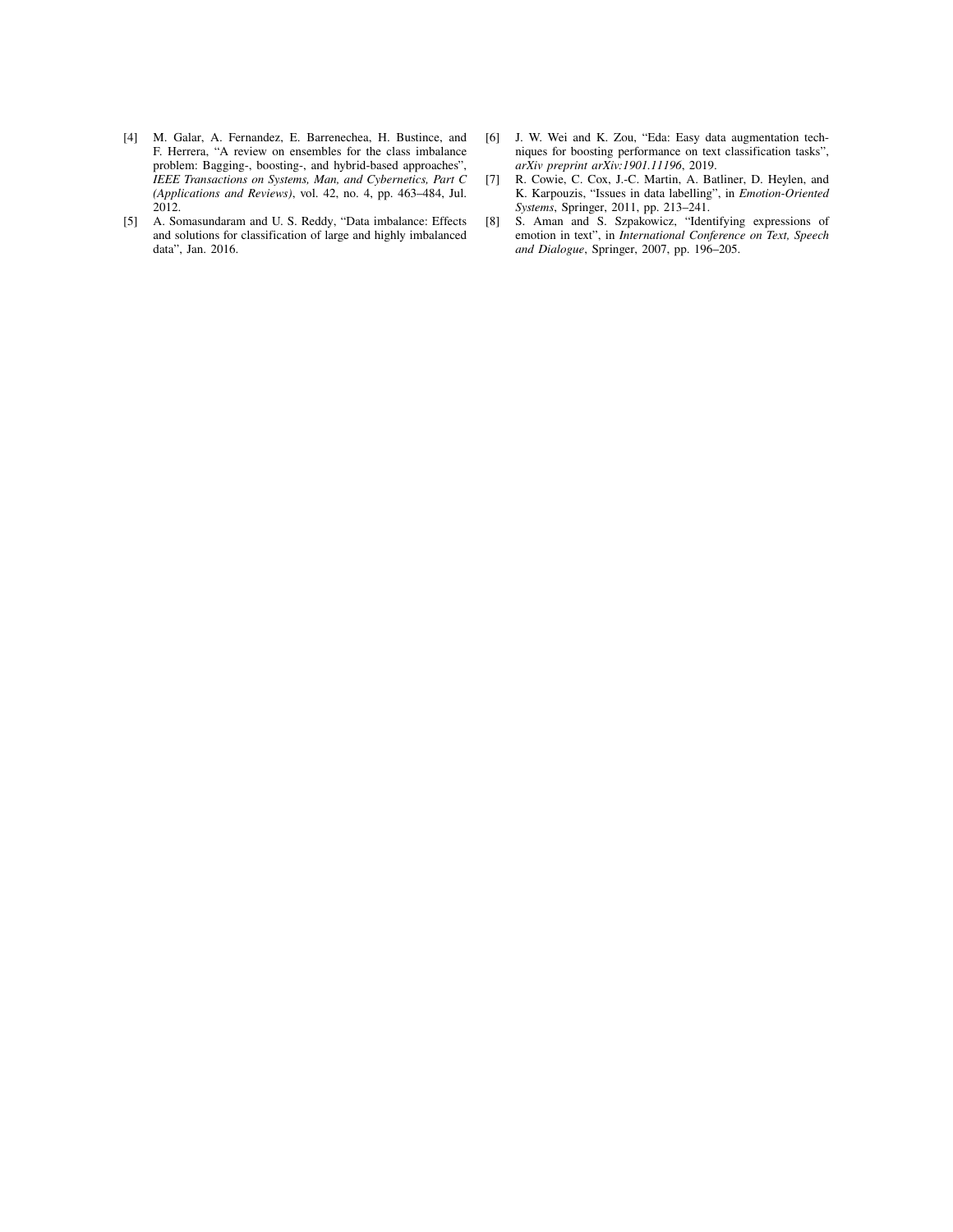[4] M. Galar, A. Fernandez, E. Barrenechea, H. Bustince, and F. Herrera, "A review on ensembles for the class imbalance problem: Bagging-, boosting-, and hybrid-based approaches", *IEEE Transactions on Systems, Man, and Cybernetics, Part C (Applications and Reviews)*, vol. 42, no. 4, pp. 463–484, Jul. 2012.

[5] A. Somasundaram and U. S. Reddy, "Data imbalance: Effects and solutions for classification of large and highly imbalanced data", Jan. 2016.

[6] J. W. Wei and K. Zou, "Eda: Easy data augmentation techniques for boosting performance on text classification tasks", *arXiv preprint arXiv:1901.11196*, 2019.

[7] R. Cowie, C. Cox, J.-C. Martin, A. Batliner, D. Heylen, and K. Karpouzis, "Issues in data labelling", in *Emotion-Oriented Systems*, Springer, 2011, pp. 213–241.

[8] S. Aman and S. Szpakowicz, "Identifying expressions of emotion in text", in *International Conference on Text, Speech and Dialogue*, Springer, 2007, pp. 196–205.